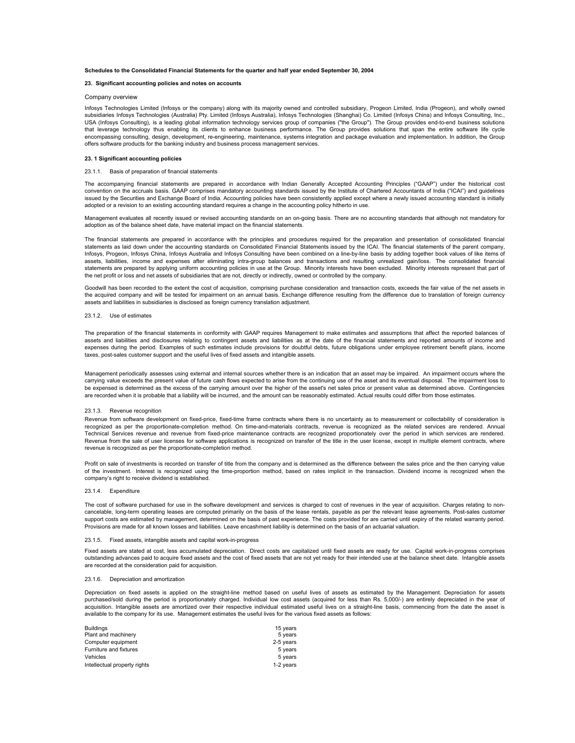**Schedules to the Consolidated Financial Statements for the quarter and half year ended September 30, 2004**

**23. Significant accounting policies and notes on accounts**

Company overview

Infosys Technologies Limited (Infosys or the company) along with its majority owned and controlled subsidiary, Progeon Limited, India (Progeon), and wholly owned subsidiaries Infosys Technologies (Australia) Pty. Limited (Infosys Australia), Infosys Technologies (Shanghai) Co. Limited (Infosys China) and Infosys Consulting, Inc., USA (Infosys Consulting), is a leading global information technology services group of companies ("the Group"). The Group provides end-to-end business solutions that leverage technology thus enabling its clients to enhance business performance. The Group provides solutions that span the entire software life cycle encompassing consulting, design, development, re-engineering, maintenance, systems integration and package evaluation and implementation. In addition, the Group offers software products for the banking industry and business process management services.

**23. 1 Significant accounting policies**

23.1.1. Basis of preparation of financial statements

The accompanying financial statements are prepared in accordance with Indian Generally Accepted Accounting Principles ("GAAP") under the historical cost convention on the accruals basis. GAAP comprises mandatory accounting standards issued by the Institute of Chartered Accountants of India ("ICAI") and guidelines issued by the Securities and Exchange Board of India. Accounting policies have been consistently applied except where a newly issued accounting standard is initially adopted or a revision to an existing accounting standard requires a change in the accounting policy hitherto in use.

Management evaluates all recently issued or revised accounting standards on an on-going basis. There are no accounting standards that although not mandatory for adoption as of the balance sheet date, have material impact on the financial statements.

The financial statements are prepared in accordance with the principles and procedures required for the preparation and presentation of consolidated financial statements as laid down under the accounting standards on Consolidated Financial Statements issued by the ICAI. The financial statements of the parent company, Infosys, Progeon, Infosys China, Infosys Australia and Infosys Consulting have been combined on a line-by-line basis by adding together book values of like items of assets, liabilities, income and expenses after eliminating intra-group balances and transactions and resulting unrealized gain/loss. The consolidated financial statements are prepared by applying uniform accounting policies in use at the Group. Minority interests have been excluded. Minority interests represent that part of the net profit or loss and net assets of subsidiaries that are not, directly or indirectly, owned or controlled by the company.

Goodwill has been recorded to the extent the cost of acquisition, comprising purchase consideration and transaction costs, exceeds the fair value of the net assets in the acquired company and will be tested for impairment on an annual basis. Exchange difference resulting from the difference due to translation of foreign currency assets and liabilities in subsidiaries is disclosed as foreign currency translation adjustment.

23.1.2. Use of estimates

The preparation of the financial statements in conformity with GAAP requires Management to make estimates and assumptions that affect the reported balances of assets and liabilities and disclosures relating to contingent assets and liabilities as at the date of the financial statements and reported amounts of income and expenses during the period. Examples of such estimates include provisions for doubtful debts, future obligations under employee retirement benefit plans, income taxes, post-sales customer support and the useful lives of fixed assets and intangible assets.

Management periodically assesses using external and internal sources whether there is an indication that an asset may be impaired. An impairment occurs where the carrying value exceeds the present value of future cash flows expected to arise from the continuing use of the asset and its eventual disposal. The impairment loss to be expensed is determined as the excess of the carrying amount over the higher of the asset's net sales price or present value as determined above. Contingencies are recorded when it is probable that a liability will be incurred, and the amount can be reasonably estimated. Actual results could differ from those estimates.

23.1.3. Revenue recognition

Revenue from software development on fixed-price, fixed-time frame contracts where there is no uncertainty as to measurement or collectability of consideration is recognized as per the proportionate-completion method. On time-and-materials contracts, revenue is recognized as the related services are rendered. Annual Technical Services revenue and revenue from fixed-price maintenance contracts are recognized proportionately over the period in which services are rendered. Revenue from the sale of user licenses for software applications is recognized on transfer of the title in the user license, except in multiple element contracts, where revenue is recognized as per the proportionate-completion method.

Profit on sale of investments is recorded on transfer of title from the company and is determined as the difference between the sales price and the then carrying value of the investment. Interest is recognized using the time-proportion method, based on rates implicit in the transaction. Dividend income is recognized when the company's right to receive dividend is established.

23.1.4. Expenditure

The cost of software purchased for use in the software development and services is charged to cost of revenues in the year of acquisition. Charges relating to non-cancelable, long-term operating leases are computed primarily on the basis of the lease rentals, payable as per the relevant lease agreements. Post-sales customer support costs are estimated by management, determined on the basis of past experience. The costs provided for are carried until expiry of the related warranty period. Provisions are made for all known losses and liabilities. Leave encashment liability is determined on the basis of an actuarial valuation.

23.1.5. Fixed assets, intangible assets and capital work-in-progress

Fixed assets are stated at cost, less accumulated depreciation. Direct costs are capitalized until fixed assets are ready for use. Capital work-in-progress comprises outstanding advances paid to acquire fixed assets and the cost of fixed assets that are not yet ready for their intended use at the balance sheet date. Intangible assets are recorded at the consideration paid for acquisition.

23.1.6. Depreciation and amortization

Depreciation on fixed assets is applied on the straight-line method based on useful lives of assets as estimated by the Management. Depreciation for assets purchased/sold during the period is proportionately charged. Individual low cost assets (acquired for less than Rs. 5,000/-) are entirely depreciated in the year of acquisition. Intangible assets are amortized over their respective individual estimated useful lives on a straight-line basis, commencing from the date the asset is available to the company for its use. Management estimates the useful lives for the various fixed assets as follows:

| | |
|---|---|
| Buildings | 15 years |
| Plant and machinery | 5 years |
| Computer equipment | 2-5 years |
| Furniture and fixtures | 5 years |
| Vehicles | 5 years |
| Intellectual property rights | 1-2 years |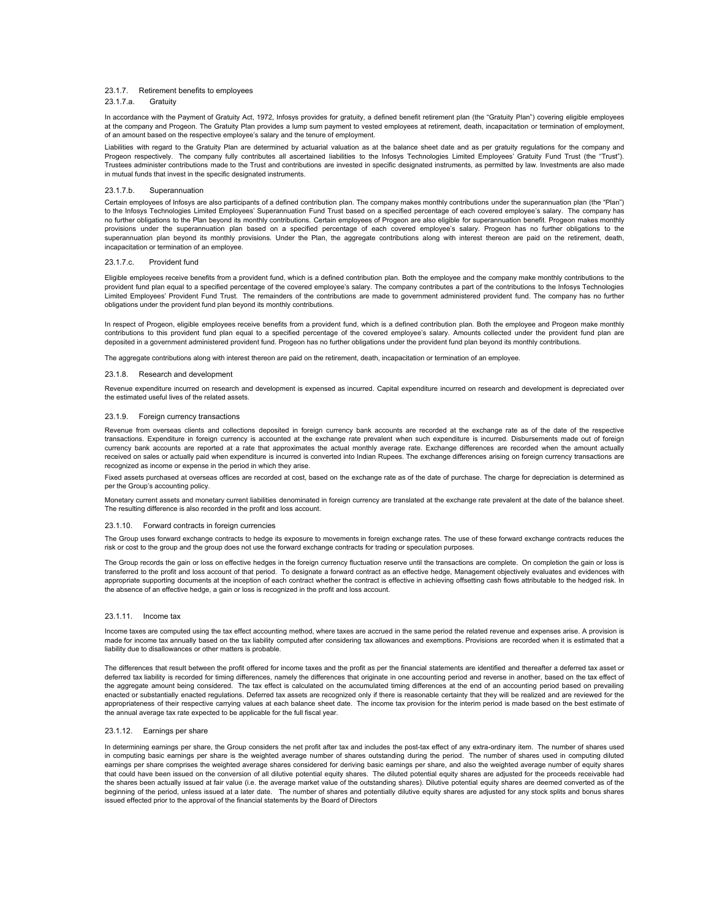### 23.1.7. Retirement benefits to employees

#### 23.1.7.a. Gratuity

In accordance with the Payment of Gratuity Act, 1972, Infosys provides for gratuity, a defined benefit retirement plan (the "Gratuity Plan") covering eligible employees at the company and Progeon. The Gratuity Plan provides a lump sum payment to vested employees at retirement, death, incapacitation or termination of employment, of an amount based on the respective employee's salary and the tenure of employment.

Liabilities with regard to the Gratuity Plan are determined by actuarial valuation as at the balance sheet date and as per gratuity regulations for the company and Progeon respectively. The company fully contributes all ascertained liabilities to the Infosys Technologies Limited Employees' Gratuity Fund Trust (the "Trust"). Trustees administer contributions made to the Trust and contributions are invested in specific designated instruments, as permitted by law. Investments are also made in mutual funds that invest in the specific designated instruments.

#### 23.1.7.b. Superannuation

Certain employees of Infosys are also participants of a defined contribution plan. The company makes monthly contributions under the superannuation plan (the "Plan") to the Infosys Technologies Limited Employees' Superannuation Fund Trust based on a specified percentage of each covered employee's salary. The company has no further obligations to the Plan beyond its monthly contributions. Certain employees of Progeon are also eligible for superannuation benefit. Progeon makes monthly provisions under the superannuation plan based on a specified percentage of each covered employee's salary. Progeon has no further obligations to the superannuation plan beyond its monthly provisions. Under the Plan, the aggregate contributions along with interest thereon are paid on the retirement, death, incapacitation or termination of an employee.

#### 23.1.7.c. Provident fund

Eligible employees receive benefits from a provident fund, which is a defined contribution plan. Both the employee and the company make monthly contributions to the provident fund plan equal to a specified percentage of the covered employee's salary. The company contributes a part of the contributions to the Infosys Technologies Limited Employees' Provident Fund Trust. The remainders of the contributions are made to government administered provident fund. The company has no further obligations under the provident fund plan beyond its monthly contributions.

In respect of Progeon, eligible employees receive benefits from a provident fund, which is a defined contribution plan. Both the employee and Progeon make monthly contributions to this provident fund plan equal to a specified percentage of the covered employee's salary. Amounts collected under the provident fund plan are deposited in a government administered provident fund. Progeon has no further obligations under the provident fund plan beyond its monthly contributions.

The aggregate contributions along with interest thereon are paid on the retirement, death, incapacitation or termination of an employee.

### 23.1.8. Research and development

Revenue expenditure incurred on research and development is expensed as incurred. Capital expenditure incurred on research and development is depreciated over the estimated useful lives of the related assets.

### 23.1.9. Foreign currency transactions

Revenue from overseas clients and collections deposited in foreign currency bank accounts are recorded at the exchange rate as of the date of the respective transactions. Expenditure in foreign currency is accounted at the exchange rate prevalent when such expenditure is incurred. Disbursements made out of foreign currency bank accounts are reported at a rate that approximates the actual monthly average rate. Exchange differences are recorded when the amount actually received on sales or actually paid when expenditure is incurred is converted into Indian Rupees. The exchange differences arising on foreign currency transactions are recognized as income or expense in the period in which they arise.

Fixed assets purchased at overseas offices are recorded at cost, based on the exchange rate as of the date of purchase. The charge for depreciation is determined as per the Group's accounting policy.

Monetary current assets and monetary current liabilities denominated in foreign currency are translated at the exchange rate prevalent at the date of the balance sheet. The resulting difference is also recorded in the profit and loss account.

### 23.1.10. Forward contracts in foreign currencies

The Group uses forward exchange contracts to hedge its exposure to movements in foreign exchange rates. The use of these forward exchange contracts reduces the risk or cost to the group and the group does not use the forward exchange contracts for trading or speculation purposes.

The Group records the gain or loss on effective hedges in the foreign currency fluctuation reserve until the transactions are complete. On completion the gain or loss is transferred to the profit and loss account of that period. To designate a forward contract as an effective hedge, Management objectively evaluates and evidences with appropriate supporting documents at the inception of each contract whether the contract is effective in achieving offsetting cash flows attributable to the hedged risk. In the absence of an effective hedge, a gain or loss is recognized in the profit and loss account.

### 23.1.11. Income tax

Income taxes are computed using the tax effect accounting method, where taxes are accrued in the same period the related revenue and expenses arise. A provision is made for income tax annually based on the tax liability computed after considering tax allowances and exemptions. Provisions are recorded when it is estimated that a liability due to disallowances or other matters is probable.

The differences that result between the profit offered for income taxes and the profit as per the financial statements are identified and thereafter a deferred tax asset or deferred tax liability is recorded for timing differences, namely the differences that originate in one accounting period and reverse in another, based on the tax effect of the aggregate amount being considered. The tax effect is calculated on the accumulated timing differences at the end of an accounting period based on prevailing enacted or substantially enacted regulations. Deferred tax assets are recognized only if there is reasonable certainty that they will be realized and are reviewed for the appropriateness of their respective carrying values at each balance sheet date. The income tax provision for the interim period is made based on the best estimate of the annual average tax rate expected to be applicable for the full fiscal year.

### 23.1.12. Earnings per share

In determining earnings per share, the Group considers the net profit after tax and includes the post-tax effect of any extra-ordinary item. The number of shares used in computing basic earnings per share is the weighted average number of shares outstanding during the period. The number of shares used in computing diluted earnings per share comprises the weighted average shares considered for deriving basic earnings per share, and also the weighted average number of equity shares that could have been issued on the conversion of all dilutive potential equity shares. The diluted potential equity shares are adjusted for the proceeds receivable had the shares been actually issued at fair value (i.e. the average market value of the outstanding shares). Dilutive potential equity shares are deemed converted as of the beginning of the period, unless issued at a later date. The number of shares and potentially dilutive equity shares are adjusted for any stock splits and bonus shares issued effected prior to the approval of the financial statements by the Board of Directors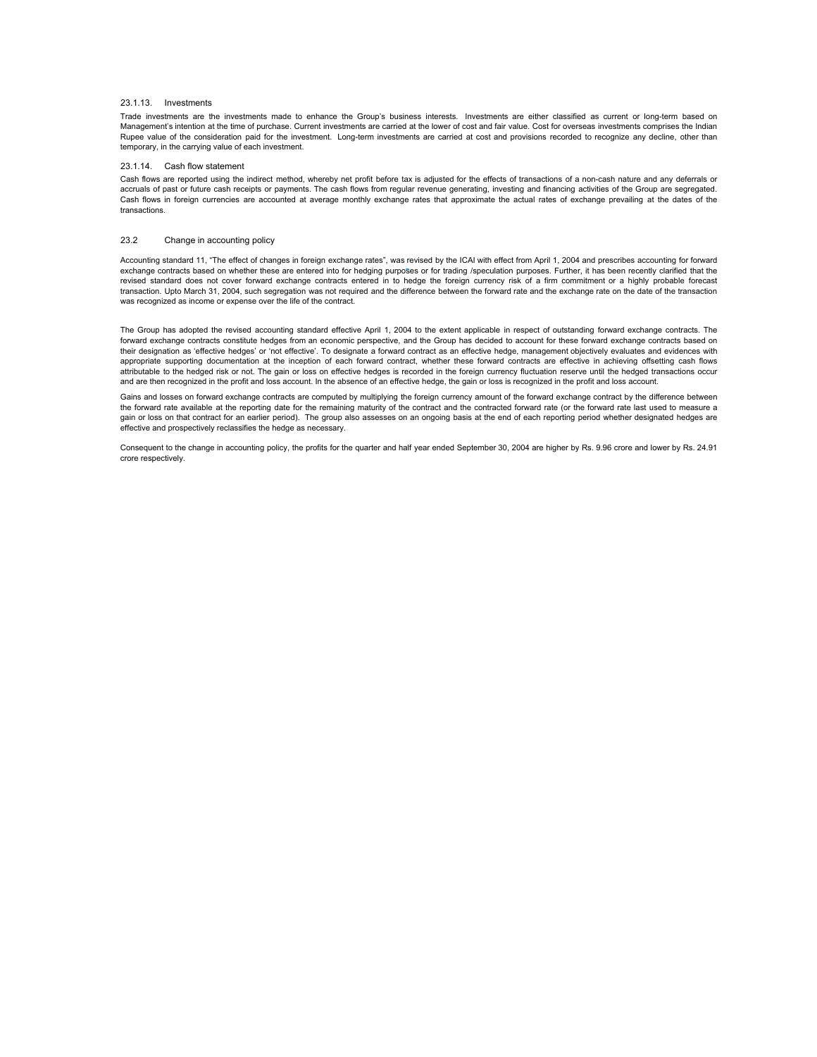#### 23.1.13. Investments

Trade investments are the investments made to enhance the Group's business interests. Investments are either classified as current or long-term based on Management's intention at the time of purchase. Current investments are carried at the lower of cost and fair value. Cost for overseas investments comprises the Indian Rupee value of the consideration paid for the investment. Long-term investments are carried at cost and provisions recorded to recognize any decline, other than temporary, in the carrying value of each investment.

#### 23.1.14. Cash flow statement

Cash flows are reported using the indirect method, whereby net profit before tax is adjusted for the effects of transactions of a non-cash nature and any deferrals or accruals of past or future cash receipts or payments. The cash flows from regular revenue generating, investing and financing activities of the Group are segregated. Cash flows in foreign currencies are accounted at average monthly exchange rates that approximate the actual rates of exchange prevailing at the dates of the transactions.

### 23.2 Change in accounting policy

Accounting standard 11, "The effect of changes in foreign exchange rates", was revised by the ICAI with effect from April 1, 2004 and prescribes accounting for forward exchange contracts based on whether these are entered into for hedging purposes or for trading /speculation purposes. Further, it has been recently clarified that the revised standard does not cover forward exchange contracts entered in to hedge the foreign currency risk of a firm commitment or a highly probable forecast transaction. Upto March 31, 2004, such segregation was not required and the difference between the forward rate and the exchange rate on the date of the transaction was recognized as income or expense over the life of the contract.

The Group has adopted the revised accounting standard effective April 1, 2004 to the extent applicable in respect of outstanding forward exchange contracts. The forward exchange contracts constitute hedges from an economic perspective, and the Group has decided to account for these forward exchange contracts based on their designation as 'effective hedges' or 'not effective'. To designate a forward contract as an effective hedge, management objectively evaluates and evidences with appropriate supporting documentation at the inception of each forward contract, whether these forward contracts are effective in achieving offsetting cash flows attributable to the hedged risk or not. The gain or loss on effective hedges is recorded in the foreign currency fluctuation reserve until the hedged transactions occur and are then recognized in the profit and loss account. In the absence of an effective hedge, the gain or loss is recognized in the profit and loss account.

Gains and losses on forward exchange contracts are computed by multiplying the foreign currency amount of the forward exchange contract by the difference between the forward rate available at the reporting date for the remaining maturity of the contract and the contracted forward rate (or the forward rate last used to measure a gain or loss on that contract for an earlier period). The group also assesses on an ongoing basis at the end of each reporting period whether designated hedges are effective and prospectively reclassifies the hedge as necessary.

Consequent to the change in accounting policy, the profits for the quarter and half year ended September 30, 2004 are higher by Rs. 9.96 crore and lower by Rs. 24.91 crore respectively.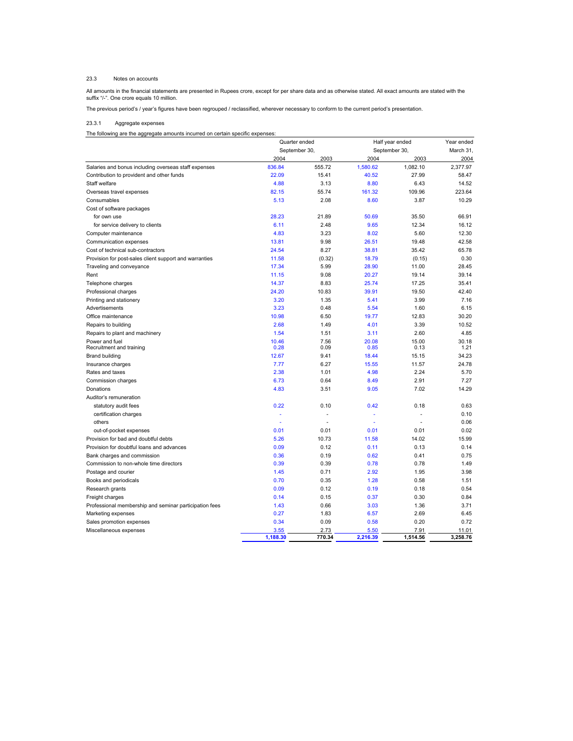23.3 Notes on accounts

All amounts in the financial statements are presented in Rupees crore, except for per share data and as otherwise stated. All exact amounts are stated with the suffix "/-". One crore equals 10 million.

The previous period's / year's figures have been regrouped / reclassified, wherever necessary to conform to the current period's presentation.

23.3.1 Aggregate expenses

The following are the aggregate amounts incurred on certain specific expenses:

| | Quarter ended September 30, | | Half year ended September 30, | | Year ended March 31, |
|---|---|---|---|---|---|
| | 2004 | 2003 | 2004 | 2003 | 2004 |
| Salaries and bonus including overseas staff expenses | 836.84 | 555.72 | 1,580.62 | 1,082.10 | 2,377.97 |
| Contribution to provident and other funds | 22.09 | 15.41 | 40.52 | 27.99 | 58.47 |
| Staff welfare | 4.88 | 3.13 | 8.80 | 6.43 | 14.52 |
| Overseas travel expenses | 82.15 | 55.74 | 161.32 | 109.96 | 223.64 |
| Consumables | 5.13 | 2.08 | 8.60 | 3.87 | 10.29 |
| Cost of software packages | | | | | |
| for own use | 28.23 | 21.89 | 50.69 | 35.50 | 66.91 |
| for service delivery to clients | 6.11 | 2.48 | 9.65 | 12.34 | 16.12 |
| Computer maintenance | 4.83 | 3.23 | 8.02 | 5.60 | 12.30 |
| Communication expenses | 13.81 | 9.98 | 26.51 | 19.48 | 42.58 |
| Cost of technical sub-contractors | 24.54 | 8.27 | 38.81 | 35.42 | 65.78 |
| Provision for post-sales client support and warranties | 11.58 | (0.32) | 18.79 | (0.15) | 0.30 |
| Traveling and conveyance | 17.34 | 5.99 | 28.90 | 11.00 | 28.45 |
| Rent | 11.15 | 9.08 | 20.27 | 19.14 | 39.14 |
| Telephone charges | 14.37 | 8.83 | 25.74 | 17.25 | 35.41 |
| Professional charges | 24.20 | 10.83 | 39.91 | 19.50 | 42.40 |
| Printing and stationery | 3.20 | 1.35 | 5.41 | 3.99 | 7.16 |
| Advertisements | 3.23 | 0.48 | 5.54 | 1.60 | 6.15 |
| Office maintenance | 10.98 | 6.50 | 19.77 | 12.83 | 30.20 |
| Repairs to building | 2.68 | 1.49 | 4.01 | 3.39 | 10.52 |
| Repairs to plant and machinery | 1.54 | 1.51 | 3.11 | 2.60 | 4.85 |
| Power and fuel | 10.46 | 7.56 | 20.08 | 15.00 | 30.18 |
| Recruitment and training | 0.28 | 0.09 | 0.85 | 0.13 | 1.21 |
| Brand building | 12.67 | 9.41 | 18.44 | 15.15 | 34.23 |
| Insurance charges | 7.77 | 6.27 | 15.55 | 11.57 | 24.78 |
| Rates and taxes | 2.38 | 1.01 | 4.98 | 2.24 | 5.70 |
| Commission charges | 6.73 | 0.64 | 8.49 | 2.91 | 7.27 |
| Donations | 4.83 | 3.51 | 9.05 | 7.02 | 14.29 |
| Auditor's remuneration | | | | | |
| statutory audit fees | 0.22 | 0.10 | 0.42 | 0.18 | 0.63 |
| certification charges | - | - | - | - | 0.10 |
| others | - | - | - | - | 0.06 |
| out-of-pocket expenses | 0.01 | 0.01 | 0.01 | 0.01 | 0.02 |
| Provision for bad and doubtful debts | 5.26 | 10.73 | 11.58 | 14.02 | 15.99 |
| Provision for doubtful loans and advances | 0.09 | 0.12 | 0.11 | 0.13 | 0.14 |
| Bank charges and commission | 0.36 | 0.19 | 0.62 | 0.41 | 0.75 |
| Commission to non-whole time directors | 0.39 | 0.39 | 0.78 | 0.78 | 1.49 |
| Postage and courier | 1.45 | 0.71 | 2.92 | 1.95 | 3.98 |
| Books and periodicals | 0.70 | 0.35 | 1.28 | 0.58 | 1.51 |
| Research grants | 0.09 | 0.12 | 0.19 | 0.18 | 0.54 |
| Freight charges | 0.14 | 0.15 | 0.37 | 0.30 | 0.84 |
| Professional membership and seminar participation fees | 1.43 | 0.66 | 3.03 | 1.36 | 3.71 |
| Marketing expenses | 0.27 | 1.83 | 6.57 | 2.69 | 6.45 |
| Sales promotion expenses | 0.34 | 0.09 | 0.58 | 0.20 | 0.72 |
| Miscellaneous expenses | 3.55 | 2.73 | 5.50 | 7.91 | 11.01 |
| | **1,188.30** | **770.34** | **2,216.39** | **1,514.56** | **3,258.76** |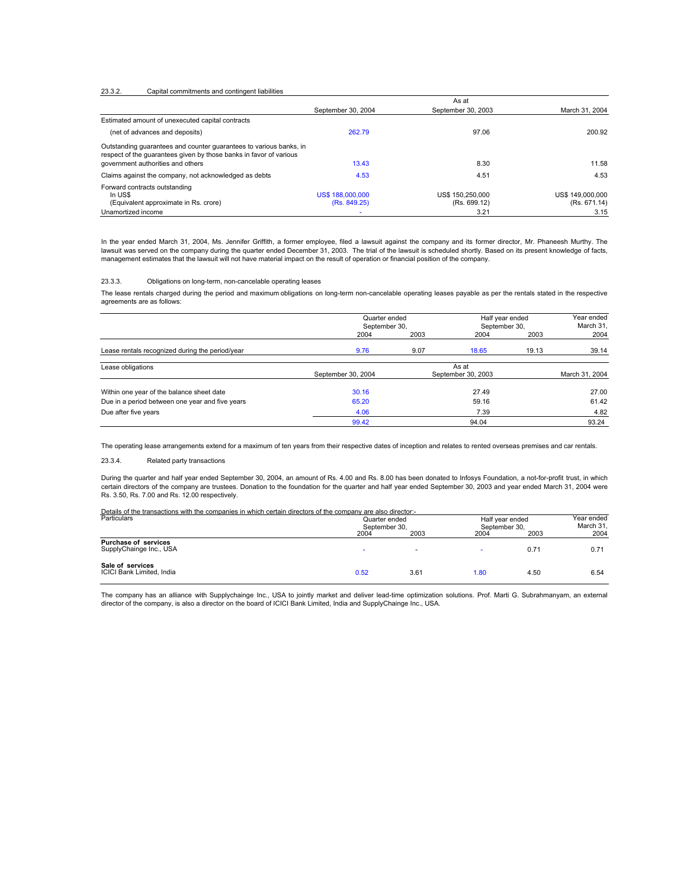23.3.2. Capital commitments and contingent liabilities

| | As at | | |
|---|---|---|---|
| | September 30, 2004 | September 30, 2003 | March 31, 2004 |
| Estimated amount of unexecuted capital contracts | | | |
| (net of advances and deposits) | 262.79 | 97.06 | 200.92 |
| Outstanding guarantees and counter guarantees to various banks, in respect of the guarantees given by those banks in favor of various government authorities and others | 13.43 | 8.30 | 11.58 |
| Claims against the company, not acknowledged as debts | 4.53 | 4.51 | 4.53 |
| Forward contracts outstanding<br>In US$<br>(Equivalent approximate in Rs. crore) | US$ 188,000,000<br>(Rs. 849.25) | US$ 150,250,000<br>(Rs. 699.12) | US$ 149,000,000<br>(Rs. 671.14) |
| Unamortized income | - | 3.21 | 3.15 |

In the year ended March 31, 2004, Ms. Jennifer Griffith, a former employee, filed a lawsuit against the company and its former director, Mr. Phaneesh Murthy. The lawsuit was served on the company during the quarter ended December 31, 2003. The trial of the lawsuit is scheduled shortly. Based on its present knowledge of facts, management estimates that the lawsuit will not have material impact on the result of operation or financial position of the company.

23.3.3. Obligations on long-term, non-cancelable operating leases

The lease rentals charged during the period and maximum obligations on long-term non-cancelable operating leases payable as per the rentals stated in the respective agreements are as follows:

| | Quarter ended September 30, | | Half year ended September 30, | | Year ended March 31, |
|---|---|---|---|---|---|
| | 2004 | 2003 | 2004 | 2003 | 2004 |
| Lease rentals recognized during the period/year | 9.76 | 9.07 | 18.65 | 19.13 | 39.14 |

| Lease obligations | As at | | |
|---|---|---|---|
| | September 30, 2004 | September 30, 2003 | March 31, 2004 |
| Within one year of the balance sheet date | 30.16 | 27.49 | 27.00 |
| Due in a period between one year and five years | 65.20 | 59.16 | 61.42 |
| Due after five years | 4.06 | 7.39 | 4.82 |
| | 99.42 | 94.04 | 93.24 |

The operating lease arrangements extend for a maximum of ten years from their respective dates of inception and relates to rented overseas premises and car rentals.

23.3.4. Related party transactions

During the quarter and half year ended September 30, 2004, an amount of Rs. 4.00 and Rs. 8.00 has been donated to Infosys Foundation, a not-for-profit trust, in which certain directors of the company are trustees. Donation to the foundation for the quarter and half year ended September 30, 2003 and year ended March 31, 2004 were Rs. 3.50, Rs. 7.00 and Rs. 12.00 respectively.

Details of the transactions with the companies in which certain directors of the company are also director:-

| Particulars | Quarter ended September 30, | | Half year ended September 30, | | Year ended March 31, |
|---|---|---|---|---|---|
| | 2004 | 2003 | 2004 | 2003 | 2004 |
| **Purchase of services**<br>SupplyChainge Inc., USA | - | - | - | 0.71 | 0.71 |
| **Sale of services**<br>ICICI Bank Limited, India | 0.52 | 3.61 | 1.80 | 4.50 | 6.54 |

The company has an alliance with Supplychainge Inc., USA to jointly market and deliver lead-time optimization solutions. Prof. Marti G. Subrahmanyam, an external director of the company, is also a director on the board of ICICI Bank Limited, India and SupplyChainge Inc., USA.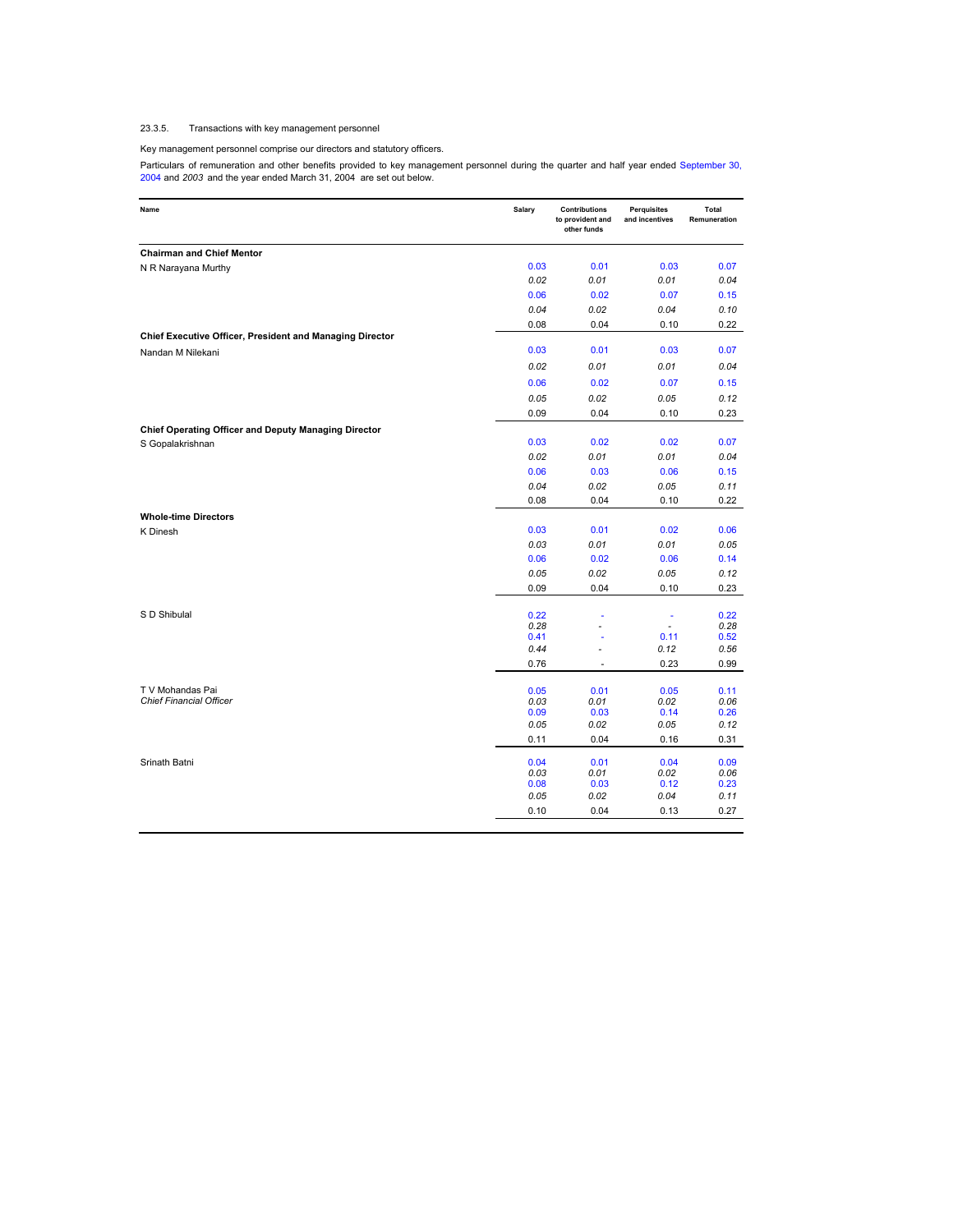23.3.5. Transactions with key management personnel

Key management personnel comprise our directors and statutory officers.

Particulars of remuneration and other benefits provided to key management personnel during the quarter and half year ended September 30, 2004 and *2003* and the year ended March 31, 2004 are set out below.

| Name | Salary | Contributions to provident and other funds | Perquisites and incentives | Total Remuneration |
|---|---|---|---|---|
| **Chairman and Chief Mentor** | | | | |
| N R Narayana Murthy | 0.03 | 0.01 | 0.03 | 0.07 |
| | *0.02* | *0.01* | *0.01* | *0.04* |
| | 0.06 | 0.02 | 0.07 | 0.15 |
| | *0.04* | *0.02* | *0.04* | *0.10* |
| | 0.08 | 0.04 | 0.10 | 0.22 |
| **Chief Executive Officer, President and Managing Director** | | | | |
| Nandan M Nilekani | 0.03 | 0.01 | 0.03 | 0.07 |
| | *0.02* | *0.01* | *0.01* | *0.04* |
| | 0.06 | 0.02 | 0.07 | 0.15 |
| | *0.05* | *0.02* | *0.05* | *0.12* |
| | 0.09 | 0.04 | 0.10 | 0.23 |
| **Chief Operating Officer and Deputy Managing Director** | | | | |
| S Gopalakrishnan | 0.03 | 0.02 | 0.02 | 0.07 |
| | *0.02* | *0.01* | *0.01* | *0.04* |
| | 0.06 | 0.03 | 0.06 | 0.15 |
| | *0.04* | *0.02* | *0.05* | *0.11* |
| | 0.08 | 0.04 | 0.10 | 0.22 |
| **Whole-time Directors** | | | | |
| K Dinesh | 0.03 | 0.01 | 0.02 | 0.06 |
| | *0.03* | *0.01* | *0.01* | *0.05* |
| | 0.06 | 0.02 | 0.06 | 0.14 |
| | *0.05* | *0.02* | *0.05* | *0.12* |
| | 0.09 | 0.04 | 0.10 | 0.23 |
| S D Shibulal | 0.22 | - | - | 0.22 |
| | *0.28* | - | - | *0.28* |
| | 0.41 | - | 0.11 | 0.52 |
| | *0.44* | - | *0.12* | *0.56* |
| | 0.76 | - | 0.23 | 0.99 |
| T V Mohandas Pai<br>*Chief Financial Officer* | 0.05 | 0.01 | 0.05 | 0.11 |
| | *0.03* | *0.01* | *0.02* | *0.06* |
| | 0.09 | 0.03 | 0.14 | 0.26 |
| | *0.05* | *0.02* | *0.05* | *0.12* |
| | 0.11 | 0.04 | 0.16 | 0.31 |
| Srinath Batni | 0.04 | 0.01 | 0.04 | 0.09 |
| | *0.03* | *0.01* | *0.02* | *0.06* |
| | 0.08 | 0.03 | 0.12 | 0.23 |
| | *0.05* | *0.02* | *0.04* | *0.11* |
| | 0.10 | 0.04 | 0.13 | 0.27 |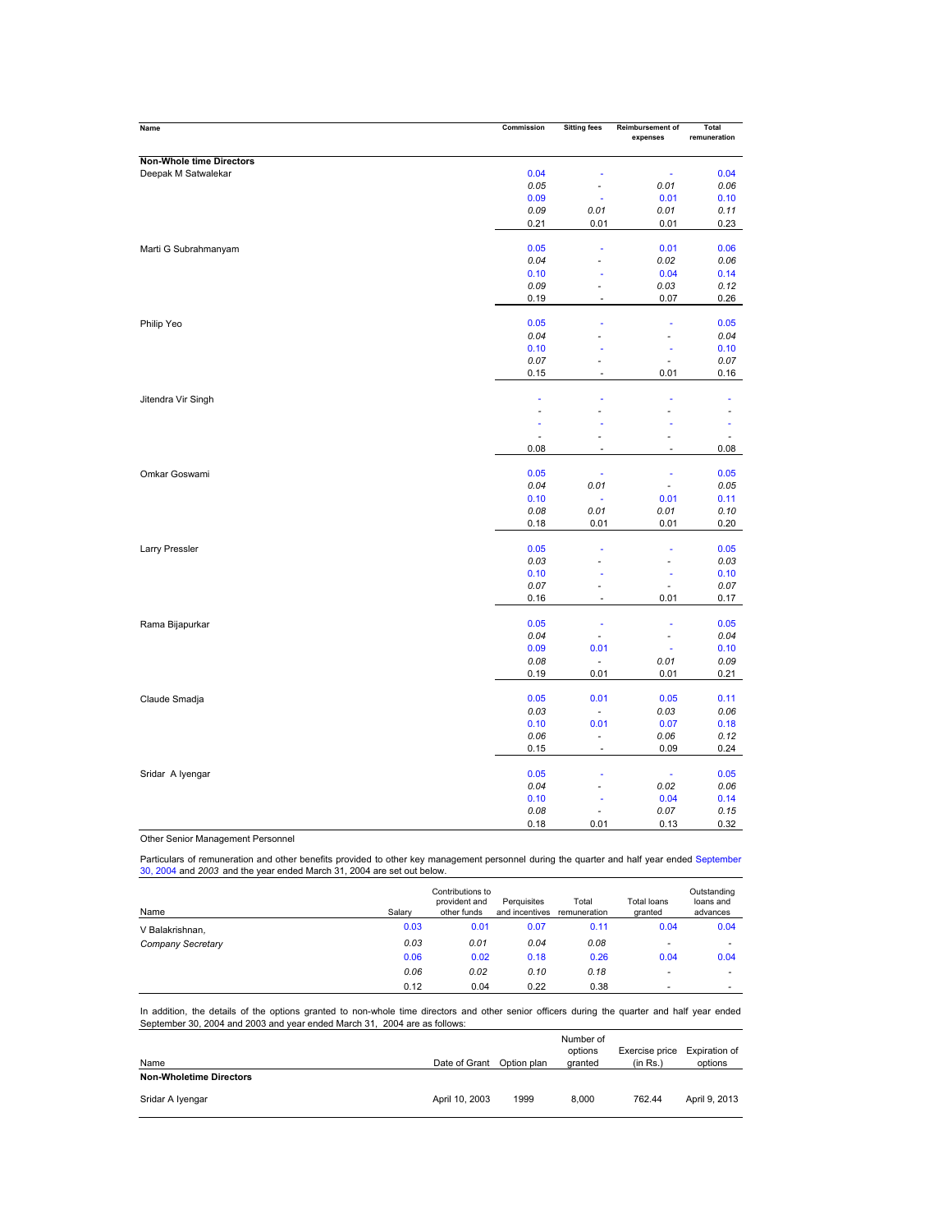| Name | Commission | Sitting fees | Reimbursement of expenses | Total remuneration |
|---|---|---|---|---|
| **Non-Whole time Directors** | | | | |
| Deepak M Satwalekar | 0.04 | - | - | 0.04 |
| | *0.05* | *-* | *0.01* | *0.06* |
| | 0.09 | - | 0.01 | 0.10 |
| | *0.09* | *0.01* | *0.01* | *0.11* |
| | 0.21 | 0.01 | 0.01 | 0.23 |
| Marti G Subrahmanyam | 0.05 | - | 0.01 | 0.06 |
| | *0.04* | *-* | *0.02* | *0.06* |
| | 0.10 | - | 0.04 | 0.14 |
| | *0.09* | *-* | *0.03* | *0.12* |
| | 0.19 | - | 0.07 | 0.26 |
| Philip Yeo | 0.05 | - | - | 0.05 |
| | *0.04* | *-* | *-* | *0.04* |
| | 0.10 | - | - | 0.10 |
| | *0.07* | *-* | *-* | *0.07* |
| | 0.15 | - | 0.01 | 0.16 |
| Jitendra Vir Singh | - | - | - | - |
| | - | - | - | - |
| | - | - | - | - |
| | - | - | - | - |
| | 0.08 | - | - | 0.08 |
| Omkar Goswami | 0.05 | - | - | 0.05 |
| | *0.04* | *0.01* | *-* | *0.05* |
| | 0.10 | - | 0.01 | 0.11 |
| | *0.08* | *0.01* | *0.01* | *0.10* |
| | 0.18 | 0.01 | 0.01 | 0.20 |
| Larry Pressler | 0.05 | - | - | 0.05 |
| | *0.03* | *-* | *-* | *0.03* |
| | 0.10 | - | - | 0.10 |
| | *0.07* | *-* | *-* | *0.07* |
| | 0.16 | - | 0.01 | 0.17 |
| Rama Bijapurkar | 0.05 | - | - | 0.05 |
| | *0.04* | *-* | *-* | *0.04* |
| | 0.09 | 0.01 | - | 0.10 |
| | *0.08* | *-* | *0.01* | *0.09* |
| | 0.19 | 0.01 | 0.01 | 0.21 |
| Claude Smadja | 0.05 | 0.01 | 0.05 | 0.11 |
| | *0.03* | *-* | *0.03* | *0.06* |
| | 0.10 | 0.01 | 0.07 | 0.18 |
| | *0.06* | *-* | *0.06* | *0.12* |
| | 0.15 | - | 0.09 | 0.24 |
| Sridar A Iyengar | 0.05 | - | - | 0.05 |
| | *0.04* | *-* | *0.02* | *0.06* |
| | 0.10 | - | 0.04 | 0.14 |
| | *0.08* | *-* | *0.07* | *0.15* |
| | 0.18 | 0.01 | 0.13 | 0.32 |

Other Senior Management Personnel

Particulars of remuneration and other benefits provided to other key management personnel during the quarter and half year ended September 30, 2004 and *2003* and the year ended March 31, 2004 are set out below.

| Name | Salary | Contributions to provident and other funds | Perquisites and incentives | Total remuneration | Total loans granted | Outstanding loans and advances |
|---|---|---|---|---|---|---|
| V Balakrishnan, | 0.03 | 0.01 | 0.07 | 0.11 | 0.04 | 0.04 |
| *Company Secretary* | *0.03* | *0.01* | *0.04* | *0.08* | *-* | *-* |
| | 0.06 | 0.02 | 0.18 | 0.26 | 0.04 | 0.04 |
| | *0.06* | *0.02* | *0.10* | *0.18* | *-* | *-* |
| | 0.12 | 0.04 | 0.22 | 0.38 | - | - |

In addition, the details of the options granted to non-whole time directors and other senior officers during the quarter and half year ended September 30, 2004 and 2003 and year ended March 31, 2004 are as follows:

| Name | Date of Grant | Option plan | Number of options granted | Exercise price (in Rs.) | Expiration of options |
|---|---|---|---|---|---|
| **Non-Wholetime Directors** | | | | | |
| Sridar A Iyengar | April 10, 2003 | 1999 | 8,000 | 762.44 | April 9, 2013 |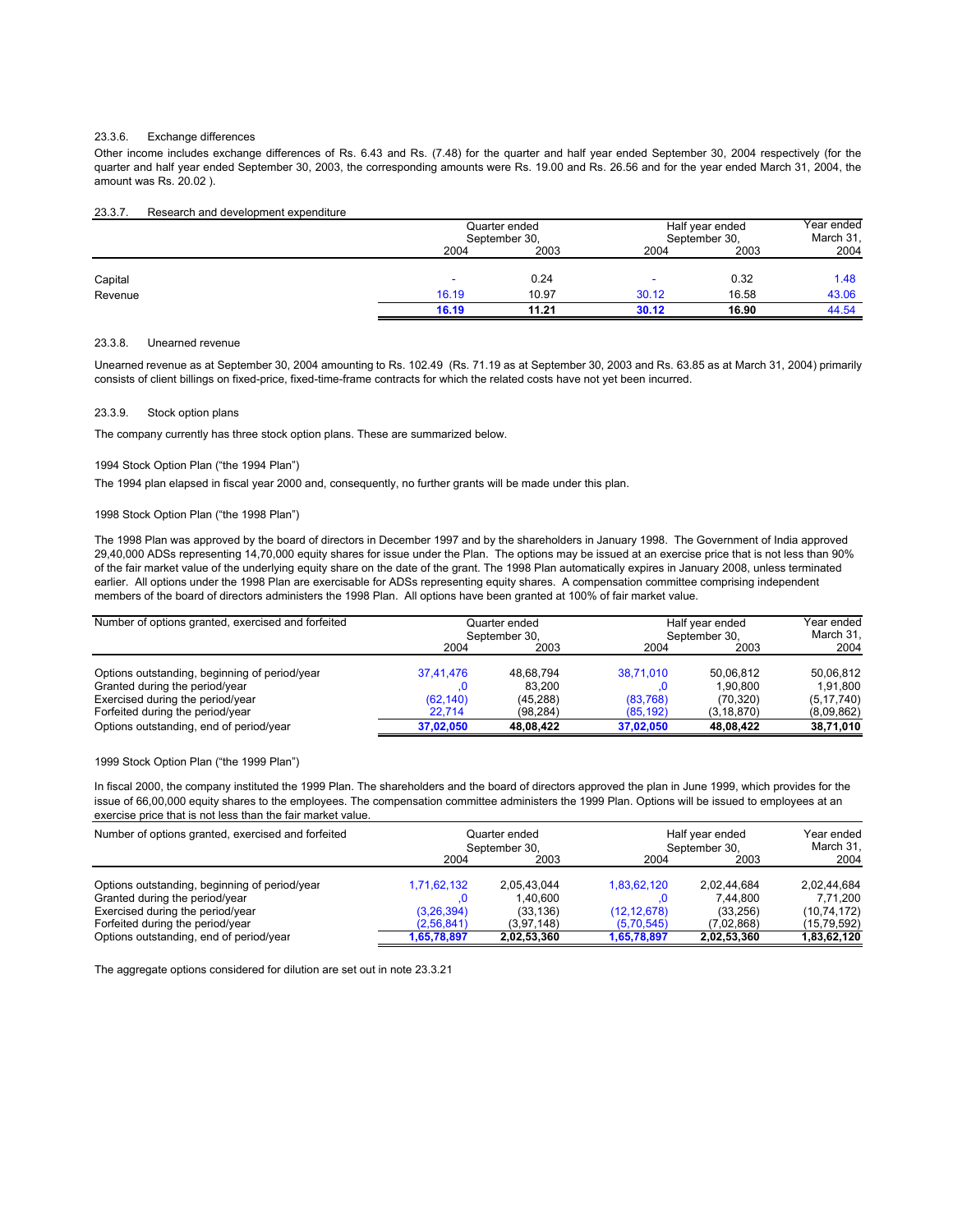23.3.6. Exchange differences

Other income includes exchange differences of Rs. 6.43 and Rs. (7.48) for the quarter and half year ended September 30, 2004 respectively (for the quarter and half year ended September 30, 2003, the corresponding amounts were Rs. 19.00 and Rs. 26.56 and for the year ended March 31, 2004, the amount was Rs. 20.02 ).

23.3.7. Research and development expenditure

| | Quarter ended September 30, 2004 | Quarter ended September 30, 2003 | Half year ended September 30, 2004 | Half year ended September 30, 2003 | Year ended March 31, 2004 |
|---|---|---|---|---|---|
| Capital | - | 0.24 | - | 0.32 | 1.48 |
| Revenue | 16.19 | 10.97 | 30.12 | 16.58 | 43.06 |
| | **16.19** | **11.21** | **30.12** | **16.90** | 44.54 |

23.3.8. Unearned revenue

Unearned revenue as at September 30, 2004 amounting to Rs. 102.49 (Rs. 71.19 as at September 30, 2003 and Rs. 63.85 as at March 31, 2004) primarily consists of client billings on fixed-price, fixed-time-frame contracts for which the related costs have not yet been incurred.

23.3.9. Stock option plans

The company currently has three stock option plans. These are summarized below.

1994 Stock Option Plan ("the 1994 Plan")

The 1994 plan elapsed in fiscal year 2000 and, consequently, no further grants will be made under this plan.

1998 Stock Option Plan ("the 1998 Plan")

The 1998 Plan was approved by the board of directors in December 1997 and by the shareholders in January 1998. The Government of India approved 29,40,000 ADSs representing 14,70,000 equity shares for issue under the Plan. The options may be issued at an exercise price that is not less than 90% of the fair market value of the underlying equity share on the date of the grant. The 1998 Plan automatically expires in January 2008, unless terminated earlier. All options under the 1998 Plan are exercisable for ADSs representing equity shares. A compensation committee comprising independent members of the board of directors administers the 1998 Plan. All options have been granted at 100% of fair market value.

| Number of options granted, exercised and forfeited | Quarter ended September 30, 2004 | Quarter ended September 30, 2003 | Half year ended September 30, 2004 | Half year ended September 30, 2003 | Year ended March 31, 2004 |
|---|---|---|---|---|---|
| Options outstanding, beginning of period/year | 37,41,476 | 48,68,794 | 38,71,010 | 50,06,812 | 50,06,812 |
| Granted during the period/year | ,0 | 83,200 | ,0 | 1,90,800 | 1,91,800 |
| Exercised during the period/year | (62,140) | (45,288) | (83,768) | (70,320) | (5,17,740) |
| Forfeited during the period/year | 22,714 | (98,284) | (85,192) | (3,18,870) | (8,09,862) |
| Options outstanding, end of period/year | **37,02,050** | **48,08,422** | **37,02,050** | **48,08,422** | **38,71,010** |

1999 Stock Option Plan ("the 1999 Plan")

In fiscal 2000, the company instituted the 1999 Plan. The shareholders and the board of directors approved the plan in June 1999, which provides for the issue of 66,00,000 equity shares to the employees. The compensation committee administers the 1999 Plan. Options will be issued to employees at an exercise price that is not less than the fair market value.

| Number of options granted, exercised and forfeited | Quarter ended September 30, 2004 | Quarter ended September 30, 2003 | Half year ended September 30, 2004 | Half year ended September 30, 2003 | Year ended March 31, 2004 |
|---|---|---|---|---|---|
| Options outstanding, beginning of period/year | 1,71,62,132 | 2,05,43,044 | 1,83,62,120 | 2,02,44,684 | 2,02,44,684 |
| Granted during the period/year | ,0 | 1,40,600 | ,0 | 7,44,800 | 7,71,200 |
| Exercised during the period/year | (3,26,394) | (33,136) | (12,12,678) | (33,256) | (10,74,172) |
| Forfeited during the period/year | (2,56,841) | (3,97,148) | (5,70,545) | (7,02,868) | (15,79,592) |
| Options outstanding, end of period/year | **1,65,78,897** | **2,02,53,360** | **1,65,78,897** | **2,02,53,360** | **1,83,62,120** |

The aggregate options considered for dilution are set out in note 23.3.21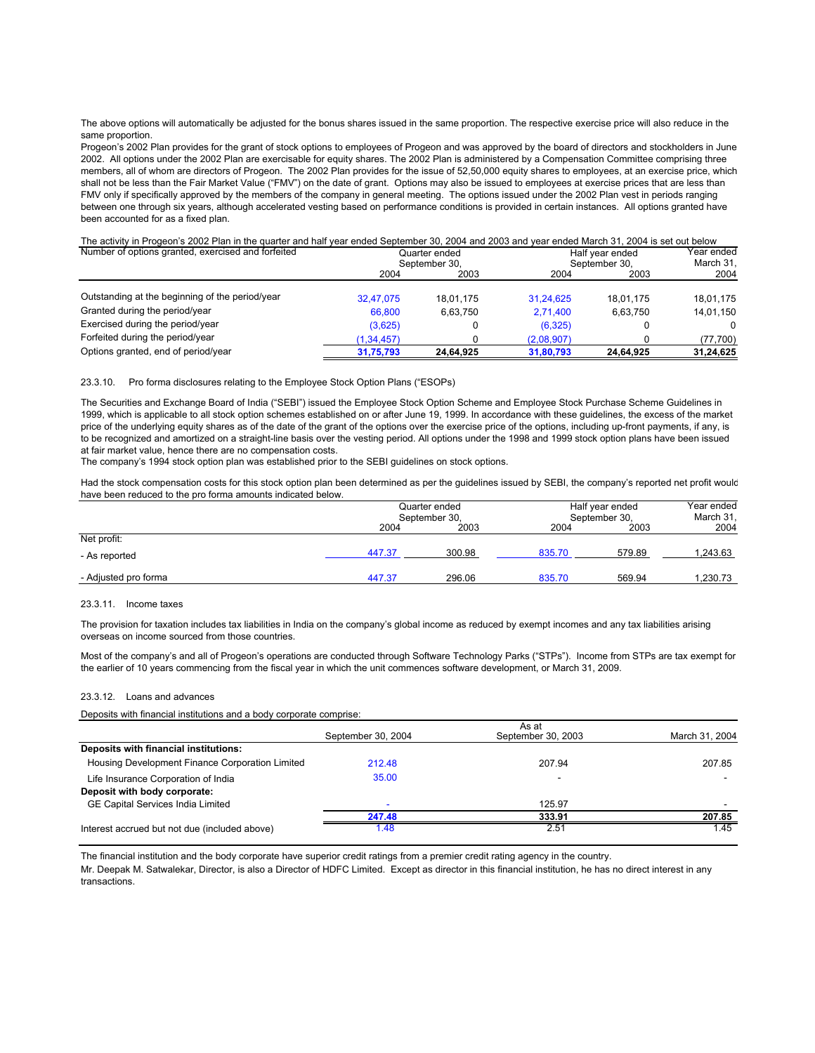The above options will automatically be adjusted for the bonus shares issued in the same proportion. The respective exercise price will also reduce in the same proportion.

Progeon's 2002 Plan provides for the grant of stock options to employees of Progeon and was approved by the board of directors and stockholders in June 2002. All options under the 2002 Plan are exercisable for equity shares. The 2002 Plan is administered by a Compensation Committee comprising three members, all of whom are directors of Progeon. The 2002 Plan provides for the issue of 52,50,000 equity shares to employees, at an exercise price, which shall not be less than the Fair Market Value ("FMV") on the date of grant. Options may also be issued to employees at exercise prices that are less than FMV only if specifically approved by the members of the company in general meeting. The options issued under the 2002 Plan vest in periods ranging between one through six years, although accelerated vesting based on performance conditions is provided in certain instances. All options granted have been accounted for as a fixed plan.

The activity in Progeon's 2002 Plan in the quarter and half year ended September 30, 2004 and 2003 and year ended March 31, 2004 is set out below

| Number of options granted, exercised and forfeited | Quarter ended September 30, | | Half year ended September 30, | | Year ended March 31, |
|---|---|---|---|---|---|
| | 2004 | 2003 | 2004 | 2003 | 2004 |
| Outstanding at the beginning of the period/year | 32,47,075 | 18,01,175 | 31,24,625 | 18,01,175 | 18,01,175 |
| Granted during the period/year | 66,800 | 6,63,750 | 2,71,400 | 6,63,750 | 14,01,150 |
| Exercised during the period/year | (3,625) | 0 | (6,325) | 0 | 0 |
| Forfeited during the period/year | (1,34,457) | 0 | (2,08,907) | 0 | (77,700) |
| Options granted, end of period/year | **31,75,793** | **24,64,925** | **31,80,793** | **24,64,925** | **31,24,625** |

23.3.10. Pro forma disclosures relating to the Employee Stock Option Plans ("ESOPs")

The Securities and Exchange Board of India ("SEBI") issued the Employee Stock Option Scheme and Employee Stock Purchase Scheme Guidelines in 1999, which is applicable to all stock option schemes established on or after June 19, 1999. In accordance with these guidelines, the excess of the market price of the underlying equity shares as of the date of the grant of the options over the exercise price of the options, including up-front payments, if any, is to be recognized and amortized on a straight-line basis over the vesting period. All options under the 1998 and 1999 stock option plans have been issued at fair market value, hence there are no compensation costs.

The company's 1994 stock option plan was established prior to the SEBI guidelines on stock options.

Had the stock compensation costs for this stock option plan been determined as per the guidelines issued by SEBI, the company's reported net profit would have been reduced to the pro forma amounts indicated below.

| | Quarter ended September 30, | | Half year ended September 30, | | Year ended March 31, |
|---|---|---|---|---|---|
| | 2004 | 2003 | 2004 | 2003 | 2004 |
| Net profit: | | | | | |
| - As reported | 447.37 | 300.98 | 835.70 | 579.89 | 1,243.63 |
| - Adjusted pro forma | 447.37 | 296.06 | 835.70 | 569.94 | 1,230.73 |

23.3.11. Income taxes

The provision for taxation includes tax liabilities in India on the company's global income as reduced by exempt incomes and any tax liabilities arising overseas on income sourced from those countries.

Most of the company's and all of Progeon's operations are conducted through Software Technology Parks ("STPs"). Income from STPs are tax exempt for the earlier of 10 years commencing from the fiscal year in which the unit commences software development, or March 31, 2009.

23.3.12. Loans and advances

Deposits with financial institutions and a body corporate comprise:

| | As at | | |
|---|---|---|---|
| | September 30, 2004 | September 30, 2003 | March 31, 2004 |
| **Deposits with financial institutions:** | | | |
| Housing Development Finance Corporation Limited | 212.48 | 207.94 | 207.85 |
| Life Insurance Corporation of India | 35.00 | - | - |
| **Deposit with body corporate:** | | | |
| GE Capital Services India Limited | - | 125.97 | - |
| | **247.48** | **333.91** | **207.85** |
| Interest accrued but not due (included above) | 1.48 | 2.51 | 1.45 |

The financial institution and the body corporate have superior credit ratings from a premier credit rating agency in the country.

Mr. Deepak M. Satwalekar, Director, is also a Director of HDFC Limited. Except as director in this financial institution, he has no direct interest in any transactions.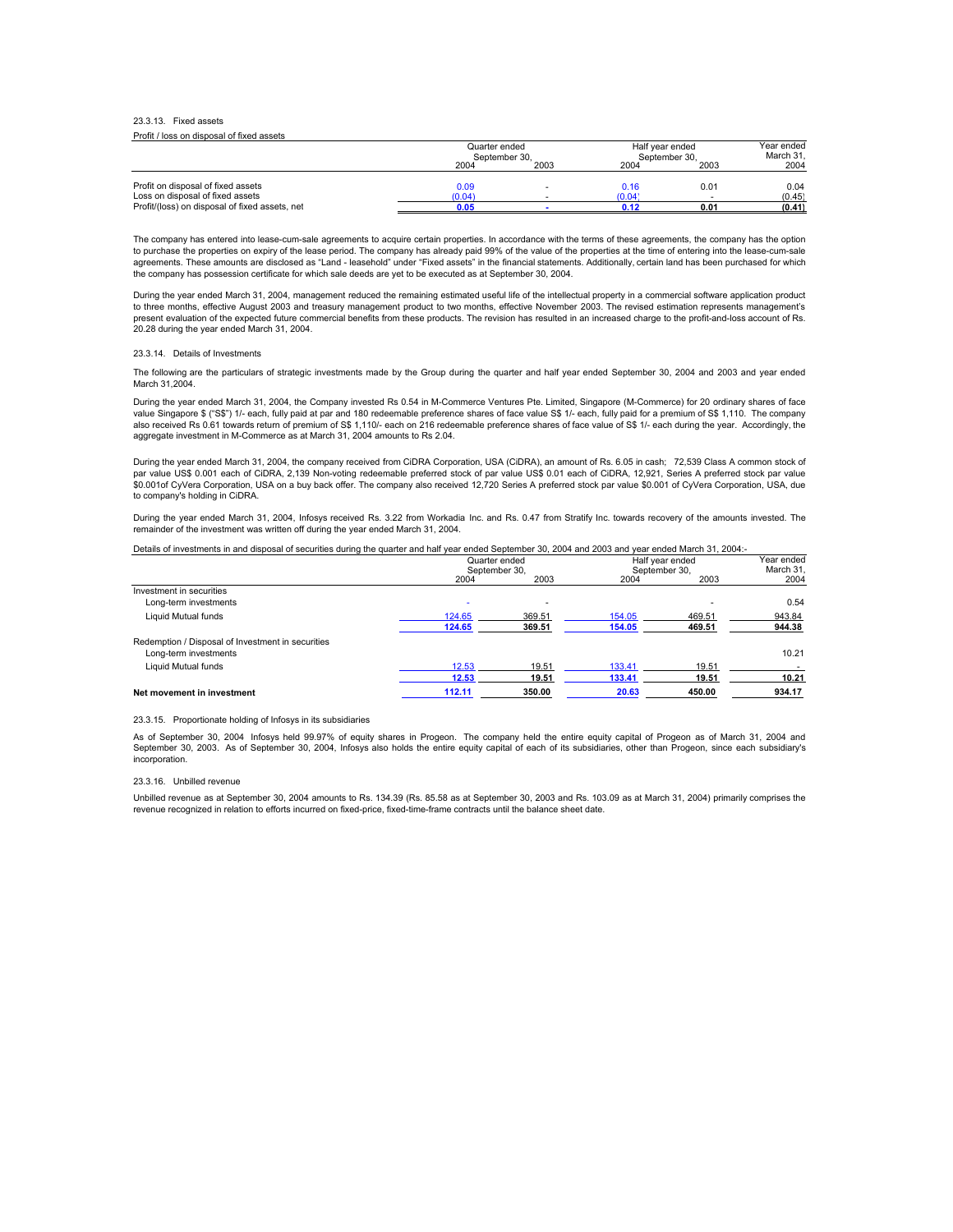23.3.13. Fixed assets

Profit / loss on disposal of fixed assets

| | Quarter ended September 30, | | Half year ended September 30, | | Year ended March 31, |
|---|---|---|---|---|---|
| | 2004 | 2003 | 2004 | 2003 | 2004 |
| Profit on disposal of fixed assets | 0.09 | - | 0.16 | 0.01 | 0.04 |
| Loss on disposal of fixed assets | (0.04) | - | (0.04) | - | (0.45) |
| Profit/(loss) on disposal of fixed assets, net | **0.05** | **-** | **0.12** | **0.01** | **(0.41)** |

The company has entered into lease-cum-sale agreements to acquire certain properties. In accordance with the terms of these agreements, the company has the option to purchase the properties on expiry of the lease period. The company has already paid 99% of the value of the properties at the time of entering into the lease-cum-sale agreements. These amounts are disclosed as "Land - leasehold" under "Fixed assets" in the financial statements. Additionally, certain land has been purchased for which the company has possession certificate for which sale deeds are yet to be executed as at September 30, 2004.

During the year ended March 31, 2004, management reduced the remaining estimated useful life of the intellectual property in a commercial software application product to three months, effective August 2003 and treasury management product to two months, effective November 2003. The revised estimation represents management's present evaluation of the expected future commercial benefits from these products. The revision has resulted in an increased charge to the profit-and-loss account of Rs. 20.28 during the year ended March 31, 2004.

23.3.14. Details of Investments

The following are the particulars of strategic investments made by the Group during the quarter and half year ended September 30, 2004 and 2003 and year ended March 31,2004.

During the year ended March 31, 2004, the Company invested Rs 0.54 in M-Commerce Ventures Pte. Limited, Singapore (M-Commerce) for 20 ordinary shares of face value Singapore $ ("S$") 1/- each, fully paid at par and 180 redeemable preference shares of face value S$ 1/- each, fully paid for a premium of S$ 1,110. The company also received Rs 0.61 towards return of premium of S$ 1,110/- each on 216 redeemable preference shares of face value of S$ 1/- each during the year. Accordingly, the aggregate investment in M-Commerce as at March 31, 2004 amounts to Rs 2.04.

During the year ended March 31, 2004, the company received from CiDRA Corporation, USA (CiDRA), an amount of Rs. 6.05 in cash; 72,539 Class A common stock of par value US$ 0.001 each of CiDRA, 2,139 Non-voting redeemable preferred stock of par value US$ 0.01 each of CiDRA, 12,921, Series A preferred stock par value $0.001of CyVera Corporation, USA on a buy back offer. The company also received 12,720 Series A preferred stock par value $0.001 of CyVera Corporation, USA, due to company's holding in CiDRA.

During the year ended March 31, 2004, Infosys received Rs. 3.22 from Workadia Inc. and Rs. 0.47 from Stratify Inc. towards recovery of the amounts invested. The remainder of the investment was written off during the year ended March 31, 2004.

Details of investments in and disposal of securities during the quarter and half year ended September 30, 2004 and 2003 and year ended March 31, 2004:-

| | Quarter ended September 30, | | Half year ended September 30, | | Year ended March 31, |
|---|---|---|---|---|---|
| | 2004 | 2003 | 2004 | 2003 | 2004 |
| Investment in securities | | | | | |
| Long-term investments | - | - | | - | 0.54 |
| Liquid Mutual funds | 124.65 | 369.51 | 154.05 | 469.51 | 943.84 |
| | **124.65** | **369.51** | **154.05** | **469.51** | **944.38** |
| Redemption / Disposal of Investment in securities | | | | | |
| Long-term investments | | | | | 10.21 |
| Liquid Mutual funds | 12.53 | 19.51 | 133.41 | 19.51 | - |
| | **12.53** | **19.51** | **133.41** | **19.51** | **10.21** |
| **Net movement in investment** | **112.11** | **350.00** | **20.63** | **450.00** | **934.17** |

23.3.15. Proportionate holding of Infosys in its subsidiaries

As of September 30, 2004 Infosys held 99.97% of equity shares in Progeon. The company held the entire equity capital of Progeon as of March 31, 2004 and September 30, 2003. As of September 30, 2004, Infosys also holds the entire equity capital of each of its subsidiaries, other than Progeon, since each subsidiary's incorporation.

23.3.16. Unbilled revenue

Unbilled revenue as at September 30, 2004 amounts to Rs. 134.39 (Rs. 85.58 as at September 30, 2003 and Rs. 103.09 as at March 31, 2004) primarily comprises the revenue recognized in relation to efforts incurred on fixed-price, fixed-time-frame contracts until the balance sheet date.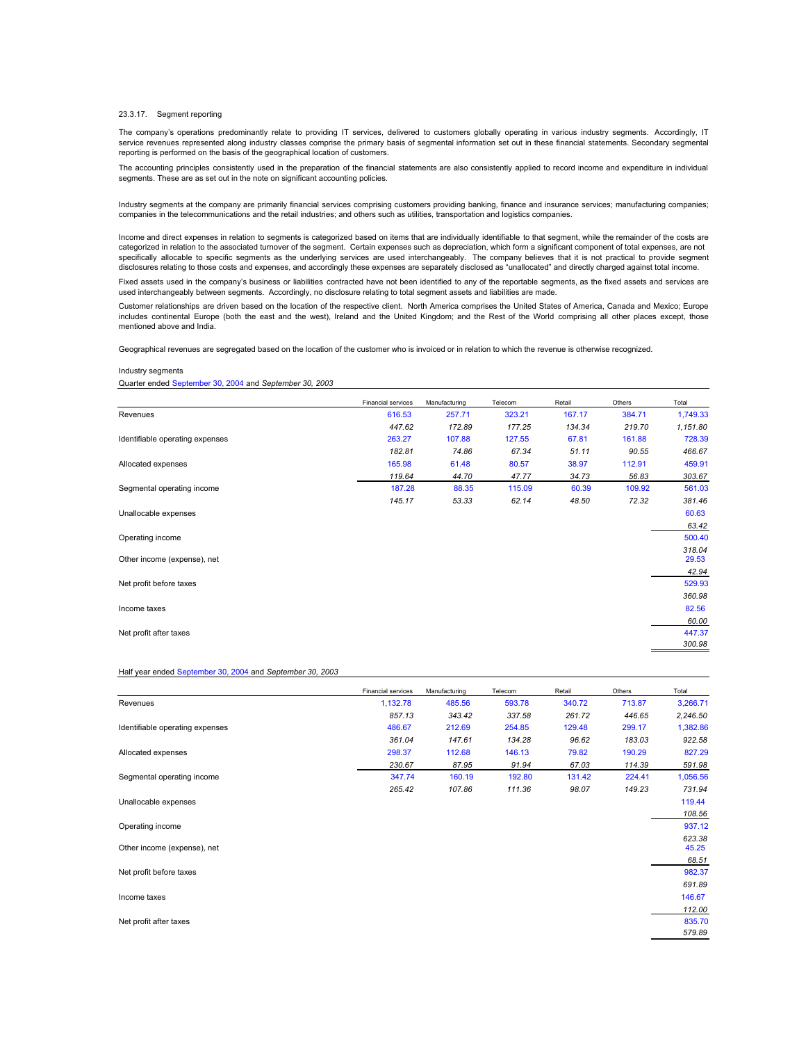23.3.17. Segment reporting

The company's operations predominantly relate to providing IT services, delivered to customers globally operating in various industry segments. Accordingly, IT service revenues represented along industry classes comprise the primary basis of segmental information set out in these financial statements. Secondary segmental reporting is performed on the basis of the geographical location of customers.

The accounting principles consistently used in the preparation of the financial statements are also consistently applied to record income and expenditure in individual segments. These are as set out in the note on significant accounting policies.

Industry segments at the company are primarily financial services comprising customers providing banking, finance and insurance services; manufacturing companies; companies in the telecommunications and the retail industries; and others such as utilities, transportation and logistics companies.

Income and direct expenses in relation to segments is categorized based on items that are individually identifiable to that segment, while the remainder of the costs are categorized in relation to the associated turnover of the segment. Certain expenses such as depreciation, which form a significant component of total expenses, are not specifically allocable to specific segments as the underlying services are used interchangeably. The company believes that it is not practical to provide segment disclosures relating to those costs and expenses, and accordingly these expenses are separately disclosed as "unallocated" and directly charged against total income.

Fixed assets used in the company's business or liabilities contracted have not been identified to any of the reportable segments, as the fixed assets and services are used interchangeably between segments. Accordingly, no disclosure relating to total segment assets and liabilities are made.

Customer relationships are driven based on the location of the respective client. North America comprises the United States of America, Canada and Mexico; Europe includes continental Europe (both the east and the west), Ireland and the United Kingdom; and the Rest of the World comprising all other places except, those mentioned above and India.

Geographical revenues are segregated based on the location of the customer who is invoiced or in relation to which the revenue is otherwise recognized.

Industry segments

Quarter ended September 30, 2004 and *September 30, 2003*

| | Financial services | Manufacturing | Telecom | Retail | Others | Total |
|---|---|---|---|---|---|---|
| Revenues | 616.53 | 257.71 | 323.21 | 167.17 | 384.71 | 1,749.33 |
| | *447.62* | *172.89* | *177.25* | *134.34* | *219.70* | *1,151.80* |
| Identifiable operating expenses | 263.27 | 107.88 | 127.55 | 67.81 | 161.88 | 728.39 |
| | *182.81* | *74.86* | *67.34* | *51.11* | *90.55* | *466.67* |
| Allocated expenses | 165.98 | 61.48 | 80.57 | 38.97 | 112.91 | 459.91 |
| | *119.64* | *44.70* | *47.77* | *34.73* | *56.83* | *303.67* |
| Segmental operating income | 187.28 | 88.35 | 115.09 | 60.39 | 109.92 | 561.03 |
| | *145.17* | *53.33* | *62.14* | *48.50* | *72.32* | *381.46* |
| Unallocable expenses | | | | | | 60.63 |
| | | | | | | *63.42* |
| Operating income | | | | | | 500.40 |
| | | | | | | *318.04* |
| Other income (expense), net | | | | | | 29.53 |
| | | | | | | *42.94* |
| Net profit before taxes | | | | | | 529.93 |
| | | | | | | *360.98* |
| Income taxes | | | | | | 82.56 |
| | | | | | | *60.00* |
| Net profit after taxes | | | | | | 447.37 |
| | | | | | | *300.98* |

Half year ended September 30, 2004 and *September 30, 2003*

| | Financial services | Manufacturing | Telecom | Retail | Others | Total |
|---|---|---|---|---|---|---|
| Revenues | 1,132.78 | 485.56 | 593.78 | 340.72 | 713.87 | 3,266.71 |
| | *857.13* | *343.42* | *337.58* | *261.72* | *446.65* | *2,246.50* |
| Identifiable operating expenses | 486.67 | 212.69 | 254.85 | 129.48 | 299.17 | 1,382.86 |
| | *361.04* | *147.61* | *134.28* | *96.62* | *183.03* | *922.58* |
| Allocated expenses | 298.37 | 112.68 | 146.13 | 79.82 | 190.29 | 827.29 |
| | *230.67* | *87.95* | *91.94* | *67.03* | *114.39* | *591.98* |
| Segmental operating income | 347.74 | 160.19 | 192.80 | 131.42 | 224.41 | 1,056.56 |
| | *265.42* | *107.86* | *111.36* | *98.07* | *149.23* | *731.94* |
| Unallocable expenses | | | | | | 119.44 |
| | | | | | | *108.56* |
| Operating income | | | | | | 937.12 |
| | | | | | | *623.38* |
| Other income (expense), net | | | | | | 45.25 |
| | | | | | | *68.51* |
| Net profit before taxes | | | | | | 982.37 |
| | | | | | | *691.89* |
| Income taxes | | | | | | 146.67 |
| | | | | | | *112.00* |
| Net profit after taxes | | | | | | 835.70 |
| | | | | | | *579.89* |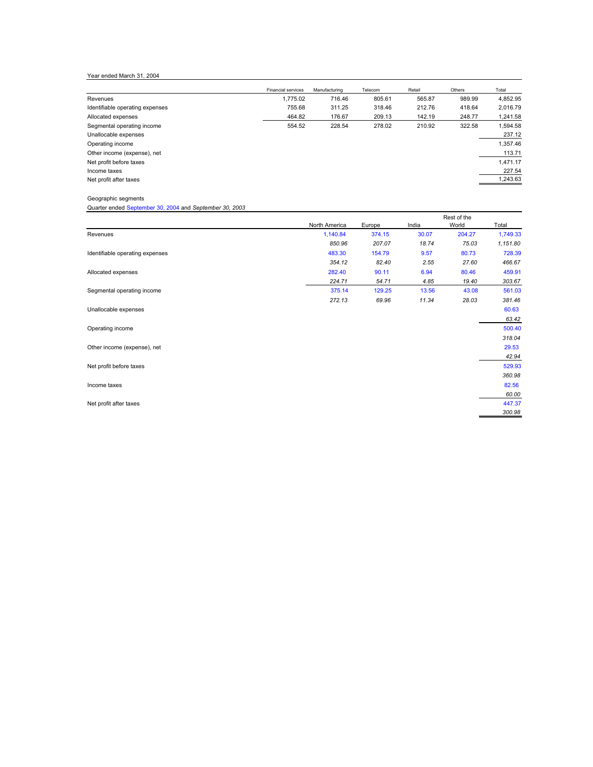Year ended March 31, 2004

| | Financial services | Manufacturing | Telecom | Retail | Others | Total |
|---|---|---|---|---|---|---|
| Revenues | 1,775.02 | 716.46 | 805.61 | 565.87 | 989.99 | 4,852.95 |
| Identifiable operating expenses | 755.68 | 311.25 | 318.46 | 212.76 | 418.64 | 2,016.79 |
| Allocated expenses | 464.82 | 176.67 | 209.13 | 142.19 | 248.77 | 1,241.58 |
| Segmental operating income | 554.52 | 228.54 | 278.02 | 210.92 | 322.58 | 1,594.58 |
| Unallocable expenses | | | | | | 237.12 |
| Operating income | | | | | | 1,357.46 |
| Other income (expense), net | | | | | | 113.71 |
| Net profit before taxes | | | | | | 1,471.17 |
| Income taxes | | | | | | 227.54 |
| Net profit after taxes | | | | | | 1,243.63 |

Geographic segments

Quarter ended September 30, 2004 and *September 30, 2003*

| | North America | Europe | India | Rest of the World | Total |
|---|---|---|---|---|---|
| Revenues | 1,140.84 | 374.15 | 30.07 | 204.27 | 1,749.33 |
| | *850.96* | *207.07* | *18.74* | *75.03* | *1,151.80* |
| Identifiable operating expenses | 483.30 | 154.79 | 9.57 | 80.73 | 728.39 |
| | *354.12* | *82.40* | *2.55* | *27.60* | *466.67* |
| Allocated expenses | 282.40 | 90.11 | 6.94 | 80.46 | 459.91 |
| | *224.71* | *54.71* | *4.85* | *19.40* | *303.67* |
| Segmental operating income | 375.14 | 129.25 | 13.56 | 43.08 | 561.03 |
| | *272.13* | *69.96* | *11.34* | *28.03* | *381.46* |
| Unallocable expenses | | | | | 60.63 |
| | | | | | *63.42* |
| Operating income | | | | | 500.40 |
| | | | | | *318.04* |
| Other income (expense), net | | | | | 29.53 |
| | | | | | *42.94* |
| Net profit before taxes | | | | | 529.93 |
| | | | | | *360.98* |
| Income taxes | | | | | 82.56 |
| | | | | | *60.00* |
| Net profit after taxes | | | | | 447.37 |
| | | | | | *300.98* |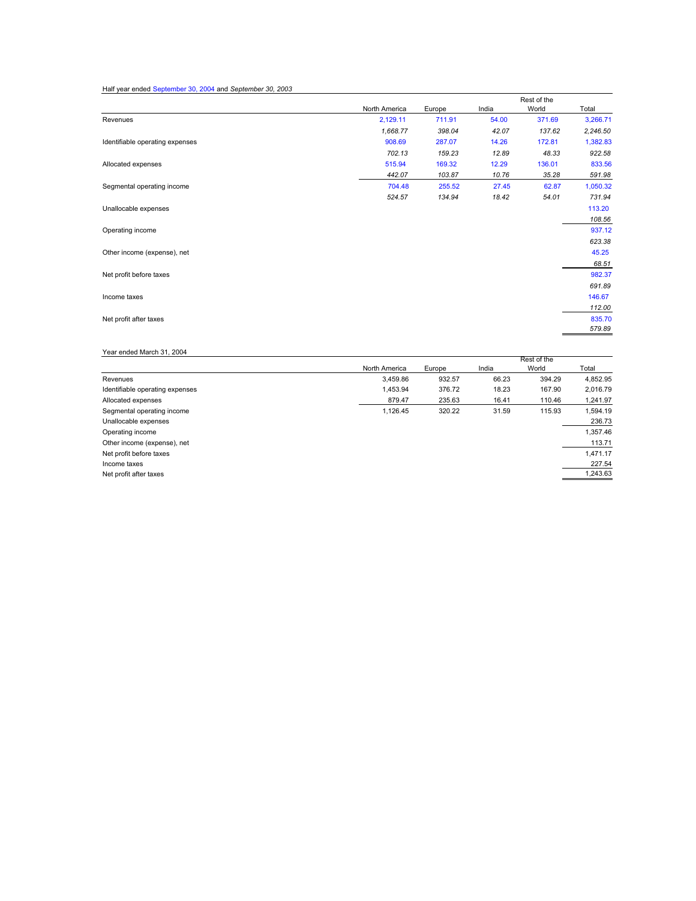Half year ended September 30, 2004 and *September 30, 2003*

| | North America | Europe | India | Rest of the World | Total |
|---|---|---|---|---|---|
| Revenues | 2,129.11 | 711.91 | 54.00 | 371.69 | 3,266.71 |
| | *1,668.77* | *398.04* | *42.07* | *137.62* | *2,246.50* |
| Identifiable operating expenses | 908.69 | 287.07 | 14.26 | 172.81 | 1,382.83 |
| | *702.13* | *159.23* | *12.89* | *48.33* | *922.58* |
| Allocated expenses | 515.94 | 169.32 | 12.29 | 136.01 | 833.56 |
| | *442.07* | *103.87* | *10.76* | *35.28* | *591.98* |
| Segmental operating income | 704.48 | 255.52 | 27.45 | 62.87 | 1,050.32 |
| | *524.57* | *134.94* | *18.42* | *54.01* | *731.94* |
| Unallocable expenses | | | | | 113.20 |
| | | | | | *108.56* |
| Operating income | | | | | 937.12 |
| | | | | | *623.38* |
| Other income (expense), net | | | | | 45.25 |
| | | | | | *68.51* |
| Net profit before taxes | | | | | 982.37 |
| | | | | | *691.89* |
| Income taxes | | | | | 146.67 |
| | | | | | *112.00* |
| Net profit after taxes | | | | | 835.70 |
| | | | | | *579.89* |

Year ended March 31, 2004

| | North America | Europe | India | Rest of the World | Total |
|---|---|---|---|---|---|
| Revenues | 3,459.86 | 932.57 | 66.23 | 394.29 | 4,852.95 |
| Identifiable operating expenses | 1,453.94 | 376.72 | 18.23 | 167.90 | 2,016.79 |
| Allocated expenses | 879.47 | 235.63 | 16.41 | 110.46 | 1,241.97 |
| Segmental operating income | 1,126.45 | 320.22 | 31.59 | 115.93 | 1,594.19 |
| Unallocable expenses | | | | | 236.73 |
| Operating income | | | | | 1,357.46 |
| Other income (expense), net | | | | | 113.71 |
| Net profit before taxes | | | | | 1,471.17 |
| Income taxes | | | | | 227.54 |
| Net profit after taxes | | | | | 1,243.63 |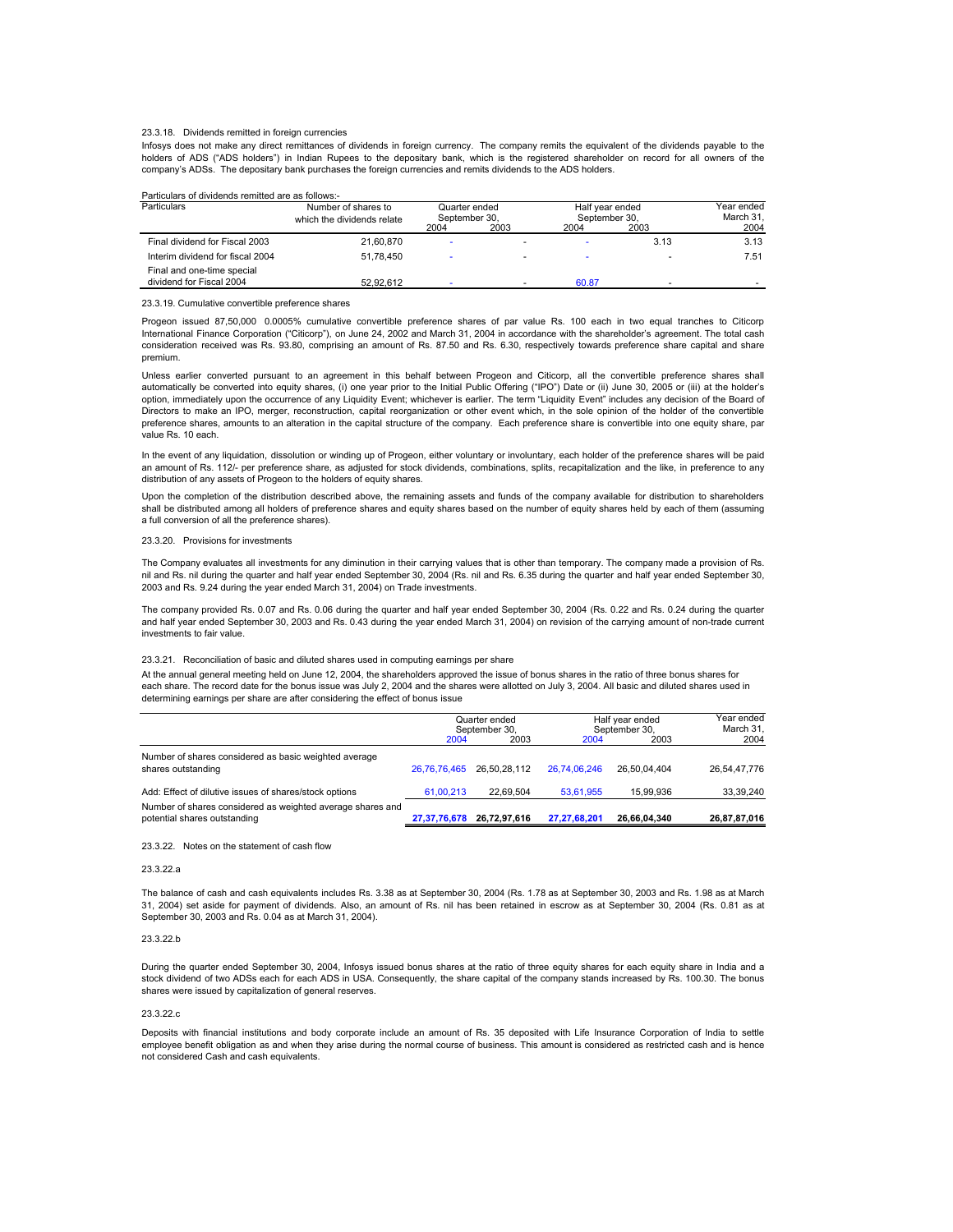23.3.18. Dividends remitted in foreign currencies

Infosys does not make any direct remittances of dividends in foreign currency. The company remits the equivalent of the dividends payable to the holders of ADS ("ADS holders") in Indian Rupees to the depositary bank, which is the registered shareholder on record for all owners of the company's ADSs. The depositary bank purchases the foreign currencies and remits dividends to the ADS holders.

Particulars of dividends remitted are as follows:-

| Particulars | Number of shares to which the dividends relate | Quarter ended September 30, | | Half year ended September 30, | | Year ended March 31, |
|---|---|---|---|---|---|---|
| | | 2004 | 2003 | 2004 | 2003 | 2004 |
| Final dividend for Fiscal 2003 | 21,60,870 | - | - | - | 3.13 | 3.13 |
| Interim dividend for fiscal 2004 | 51,78,450 | - | - | - | - | 7.51 |
| Final and one-time special dividend for Fiscal 2004 | 52,92,612 | - | - | 60.87 | - | - |

23.3.19. Cumulative convertible preference shares

Progeon issued 87,50,000 0.0005% cumulative convertible preference shares of par value Rs. 100 each in two equal tranches to Citicorp International Finance Corporation ("Citicorp"), on June 24, 2002 and March 31, 2004 in accordance with the shareholder's agreement. The total cash consideration received was Rs. 93.80, comprising an amount of Rs. 87.50 and Rs. 6.30, respectively towards preference share capital and share premium.

Unless earlier converted pursuant to an agreement in this behalf between Progeon and Citicorp, all the convertible preference shares shall automatically be converted into equity shares, (i) one year prior to the Initial Public Offering ("IPO") Date or (ii) June 30, 2005 or (iii) at the holder's option, immediately upon the occurrence of any Liquidity Event; whichever is earlier. The term "Liquidity Event" includes any decision of the Board of Directors to make an IPO, merger, reconstruction, capital reorganization or other event which, in the sole opinion of the holder of the convertible preference shares, amounts to an alteration in the capital structure of the company. Each preference share is convertible into one equity share, par value Rs. 10 each.

In the event of any liquidation, dissolution or winding up of Progeon, either voluntary or involuntary, each holder of the preference shares will be paid an amount of Rs. 112/- per preference share, as adjusted for stock dividends, combinations, splits, recapitalization and the like, in preference to any distribution of any assets of Progeon to the holders of equity shares.

Upon the completion of the distribution described above, the remaining assets and funds of the company available for distribution to shareholders shall be distributed among all holders of preference shares and equity shares based on the number of equity shares held by each of them (assuming a full conversion of all the preference shares).

23.3.20. Provisions for investments

The Company evaluates all investments for any diminution in their carrying values that is other than temporary. The company made a provision of Rs. nil and Rs. nil during the quarter and half year ended September 30, 2004 (Rs. nil and Rs. 6.35 during the quarter and half year ended September 30, 2003 and Rs. 9.24 during the year ended March 31, 2004) on Trade investments.

The company provided Rs. 0.07 and Rs. 0.06 during the quarter and half year ended September 30, 2004 (Rs. 0.22 and Rs. 0.24 during the quarter and half year ended September 30, 2003 and Rs. 0.43 during the year ended March 31, 2004) on revision of the carrying amount of non-trade current investments to fair value.

23.3.21. Reconciliation of basic and diluted shares used in computing earnings per share

At the annual general meeting held on June 12, 2004, the shareholders approved the issue of bonus shares in the ratio of three bonus shares for each share. The record date for the bonus issue was July 2, 2004 and the shares were allotted on July 3, 2004. All basic and diluted shares used in determining earnings per share are after considering the effect of bonus issue

| | Quarter ended September 30, | | Half year ended September 30, | | Year ended March 31, |
|---|---|---|---|---|---|
| | 2004 | 2003 | 2004 | 2003 | 2004 |
| Number of shares considered as basic weighted average shares outstanding | 26,76,76,465 | 26,50,28,112 | 26,74,06,246 | 26,50,04,404 | 26,54,47,776 |
| Add: Effect of dilutive issues of shares/stock options | 61,00,213 | 22,69,504 | 53,61,955 | 15,99,936 | 33,39,240 |
| Number of shares considered as weighted average shares and potential shares outstanding | **27,37,76,678** | **26,72,97,616** | **27,27,68,201** | **26,66,04,340** | **26,87,87,016** |

23.3.22. Notes on the statement of cash flow

23.3.22.a

The balance of cash and cash equivalents includes Rs. 3.38 as at September 30, 2004 (Rs. 1.78 as at September 30, 2003 and Rs. 1.98 as at March 31, 2004) set aside for payment of dividends. Also, an amount of Rs. nil has been retained in escrow as at September 30, 2004 (Rs. 0.81 as at September 30, 2003 and Rs. 0.04 as at March 31, 2004).

23.3.22.b

During the quarter ended September 30, 2004, Infosys issued bonus shares at the ratio of three equity shares for each equity share in India and a stock dividend of two ADSs each for each ADS in USA. Consequently, the share capital of the company stands increased by Rs. 100.30. The bonus shares were issued by capitalization of general reserves.

23.3.22.c

Deposits with financial institutions and body corporate include an amount of Rs. 35 deposited with Life Insurance Corporation of India to settle employee benefit obligation as and when they arise during the normal course of business. This amount is considered as restricted cash and is hence not considered Cash and cash equivalents.